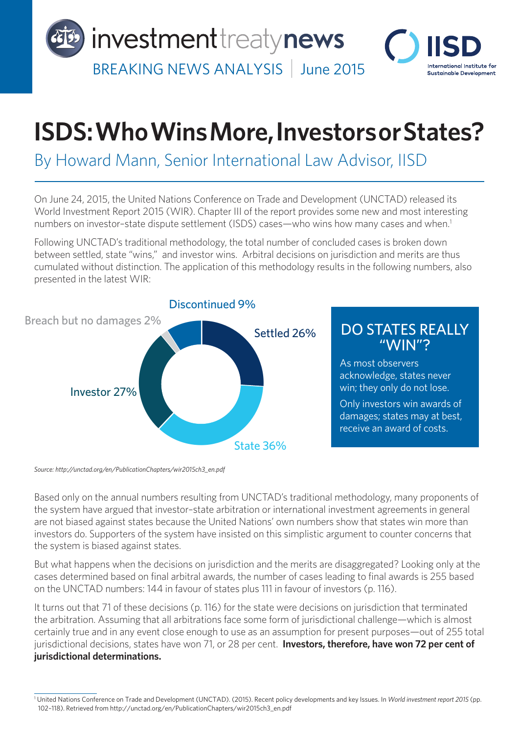investmenttreatynews

BREAKING NEWS ANALYSIS | June 2015

# ISDS: Who Wins More, Investors or States?

## By Howard Mann, Senior International Law Advisor, IISD

On June 24, 2015, the United Nations Conference on Trade and Development (UNCTAD) released its World Investment Report 2015 (WIR). Chapter III of the report provides some new and most interesting numbers on investor-state dispute settlement (ISDS) cases—who wins how many cases and when.[1]

Following UNCTAD's traditional methodology, the total number of concluded cases is broken down between settled, state "wins," and investor wins. Arbitral decisions on jurisdiction and merits are thus cumulated without distinction. The application of this methodology results in the following numbers, also presented in the latest WIR:

Discontinued 9%
Breach but no damages 2%
Settled 26%
Investor 27%
State 36%

*Source: http://unctad.org/en/PublicationChapters/wir2015ch3_en.pdf*

### DO STATES REALLY "WIN"?

As most observers acknowledge, states never win; they only do not lose.

Only investors win awards of damages; states may at best, receive an award of costs.

Based only on the annual numbers resulting from UNCTAD's traditional methodology, many proponents of the system have argued that investor–state arbitration or international investment agreements in general are not biased against states because the United Nations' own numbers show that states win more than investors do. Supporters of the system have insisted on this simplistic argument to counter concerns that the system is biased against states.

But what happens when the decisions on jurisdiction and the merits are disaggregated? Looking only at the cases determined based on final arbitral awards, the number of cases leading to final awards is 255 based on the UNCTAD numbers: 144 in favour of states plus 111 in favour of investors (p. 116).

It turns out that 71 of these decisions (p. 116) for the state were decisions on jurisdiction that terminated the arbitration. Assuming that all arbitrations face some form of jurisdictional challenge—which is almost certainly true and in any event close enough to use as an assumption for present purposes—out of 255 total jurisdictional decisions, states have won 71, or 28 per cent. **Investors, therefore, have won 72 per cent of jurisdictional determinations.**

---

[1] United Nations Conference on Trade and Development (UNCTAD). (2015). Recent policy developments and key Issues. In *World investment report 2015* (pp. 102–118). Retrieved from http://unctad.org/en/PublicationChapters/wir2015ch3_en.pdf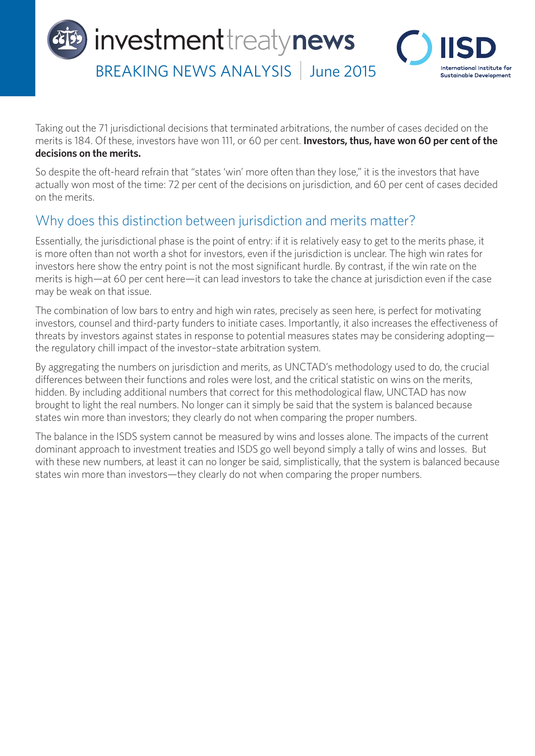Taking out the 71 jurisdictional decisions that terminated arbitrations, the number of cases decided on the merits is 184. Of these, investors have won 111, or 60 per cent. **Investors, thus, have won 60 per cent of the decisions on the merits.**

So despite the oft-heard refrain that "states 'win' more often than they lose," it is the investors that have actually won most of the time: 72 per cent of the decisions on jurisdiction, and 60 per cent of cases decided on the merits.

## Why does this distinction between jurisdiction and merits matter?

Essentially, the jurisdictional phase is the point of entry: if it is relatively easy to get to the merits phase, it is more often than not worth a shot for investors, even if the jurisdiction is unclear. The high win rates for investors here show the entry point is not the most significant hurdle. By contrast, if the win rate on the merits is high—at 60 per cent here—it can lead investors to take the chance at jurisdiction even if the case may be weak on that issue.

The combination of low bars to entry and high win rates, precisely as seen here, is perfect for motivating investors, counsel and third-party funders to initiate cases. Importantly, it also increases the effectiveness of threats by investors against states in response to potential measures states may be considering adopting—the regulatory chill impact of the investor–state arbitration system.

By aggregating the numbers on jurisdiction and merits, as UNCTAD's methodology used to do, the crucial differences between their functions and roles were lost, and the critical statistic on wins on the merits, hidden. By including additional numbers that correct for this methodological flaw, UNCTAD has now brought to light the real numbers. No longer can it simply be said that the system is balanced because states win more than investors; they clearly do not when comparing the proper numbers.

The balance in the ISDS system cannot be measured by wins and losses alone. The impacts of the current dominant approach to investment treaties and ISDS go well beyond simply a tally of wins and losses. But with these new numbers, at least it can no longer be said, simplistically, that the system is balanced because states win more than investors—they clearly do not when comparing the proper numbers.